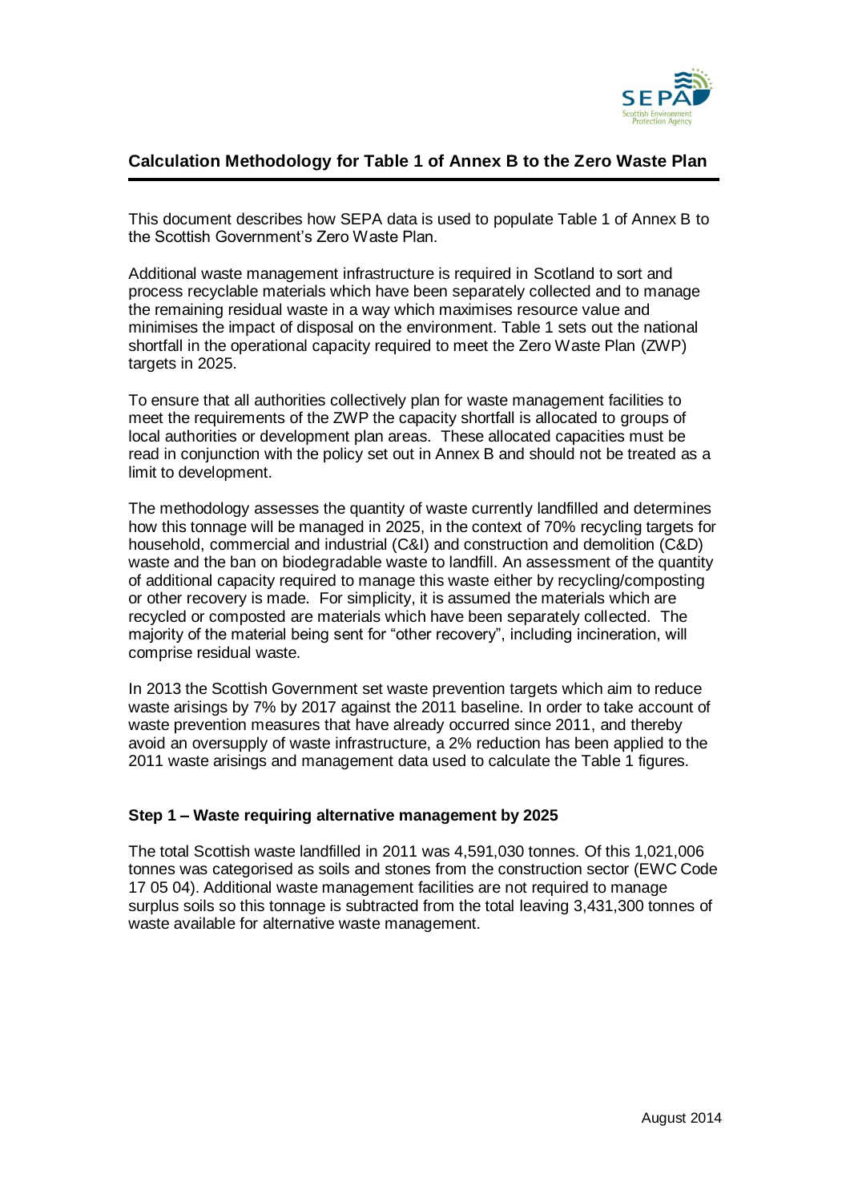## Calculation Methodology for Table 1 of Annex B to the Zero Waste Plan

This document describes how SEPA data is used to populate Table 1 of Annex B to the Scottish Government's Zero Waste Plan.

Additional waste management infrastructure is required in Scotland to sort and process recyclable materials which have been separately collected and to manage the remaining residual waste in a way which maximises resource value and minimises the impact of disposal on the environment. Table 1 sets out the national shortfall in the operational capacity required to meet the Zero Waste Plan (ZWP) targets in 2025.

To ensure that all authorities collectively plan for waste management facilities to meet the requirements of the ZWP the capacity shortfall is allocated to groups of local authorities or development plan areas. These allocated capacities must be read in conjunction with the policy set out in Annex B and should not be treated as a limit to development.

The methodology assesses the quantity of waste currently landfilled and determines how this tonnage will be managed in 2025, in the context of 70% recycling targets for household, commercial and industrial (C&I) and construction and demolition (C&D) waste and the ban on biodegradable waste to landfill. An assessment of the quantity of additional capacity required to manage this waste either by recycling/composting or other recovery is made. For simplicity, it is assumed the materials which are recycled or composted are materials which have been separately collected. The majority of the material being sent for "other recovery", including incineration, will comprise residual waste.

In 2013 the Scottish Government set waste prevention targets which aim to reduce waste arisings by 7% by 2017 against the 2011 baseline. In order to take account of waste prevention measures that have already occurred since 2011, and thereby avoid an oversupply of waste infrastructure, a 2% reduction has been applied to the 2011 waste arisings and management data used to calculate the Table 1 figures.

### Step 1 – Waste requiring alternative management by 2025

The total Scottish waste landfilled in 2011 was 4,591,030 tonnes. Of this 1,021,006 tonnes was categorised as soils and stones from the construction sector (EWC Code 17 05 04). Additional waste management facilities are not required to manage surplus soils so this tonnage is subtracted from the total leaving 3,431,300 tonnes of waste available for alternative waste management.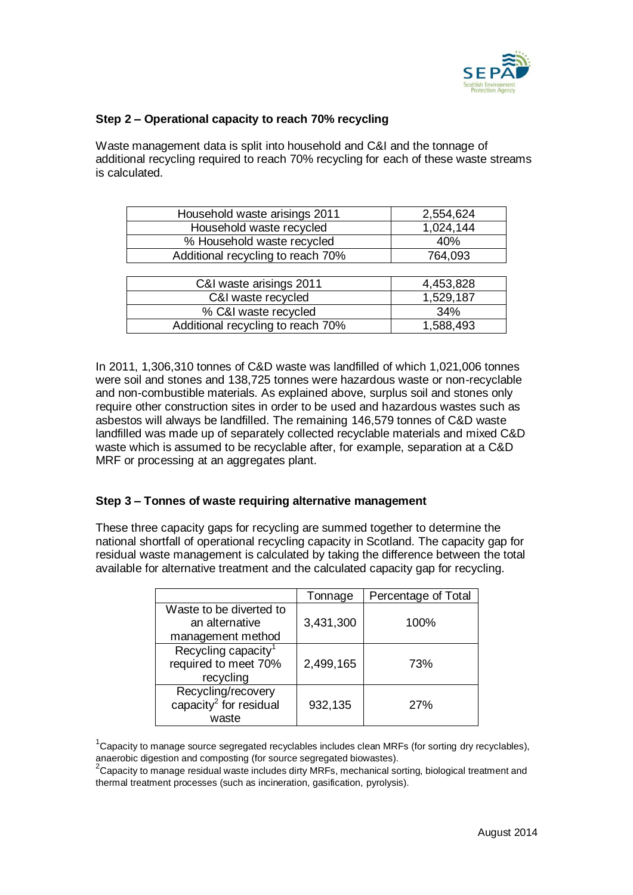**Step 2 – Operational capacity to reach 70% recycling**

Waste management data is split into household and C&I and the tonnage of additional recycling required to reach 70% recycling for each of these waste streams is calculated.

| | |
|---|---|
| Household waste arisings 2011 | 2,554,624 |
| Household waste recycled | 1,024,144 |
| % Household waste recycled | 40% |
| Additional recycling to reach 70% | 764,093 |

| | |
|---|---|
| C&I waste arisings 2011 | 4,453,828 |
| C&I waste recycled | 1,529,187 |
| % C&I waste recycled | 34% |
| Additional recycling to reach 70% | 1,588,493 |

In 2011, 1,306,310 tonnes of C&D waste was landfilled of which 1,021,006 tonnes were soil and stones and 138,725 tonnes were hazardous waste or non-recyclable and non-combustible materials. As explained above, surplus soil and stones only require other construction sites in order to be used and hazardous wastes such as asbestos will always be landfilled. The remaining 146,579 tonnes of C&D waste landfilled was made up of separately collected recyclable materials and mixed C&D waste which is assumed to be recyclable after, for example, separation at a C&D MRF or processing at an aggregates plant.

**Step 3 – Tonnes of waste requiring alternative management**

These three capacity gaps for recycling are summed together to determine the national shortfall of operational recycling capacity in Scotland. The capacity gap for residual waste management is calculated by taking the difference between the total available for alternative treatment and the calculated capacity gap for recycling.

| | Tonnage | Percentage of Total |
|---|---|---|
| Waste to be diverted to an alternative management method | 3,431,300 | 100% |
| Recycling capacity[1] required to meet 70% recycling | 2,499,165 | 73% |
| Recycling/recovery capacity[2] for residual waste | 932,135 | 27% |

[1]Capacity to manage source segregated recyclables includes clean MRFs (for sorting dry recyclables), anaerobic digestion and composting (for source segregated biowastes).

[2]Capacity to manage residual waste includes dirty MRFs, mechanical sorting, biological treatment and thermal treatment processes (such as incineration, gasification, pyrolysis).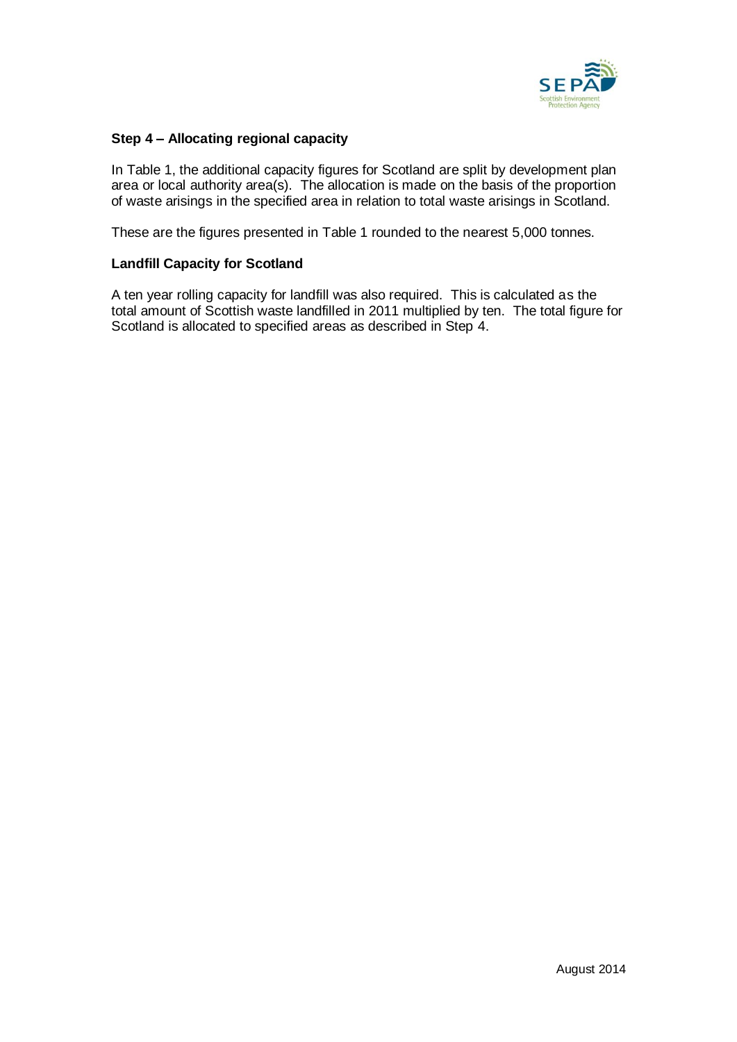**Step 4 – Allocating regional capacity**

In Table 1, the additional capacity figures for Scotland are split by development plan area or local authority area(s). The allocation is made on the basis of the proportion of waste arisings in the specified area in relation to total waste arisings in Scotland.

These are the figures presented in Table 1 rounded to the nearest 5,000 tonnes.

**Landfill Capacity for Scotland**

A ten year rolling capacity for landfill was also required. This is calculated as the total amount of Scottish waste landfilled in 2011 multiplied by ten. The total figure for Scotland is allocated to specified areas as described in Step 4.